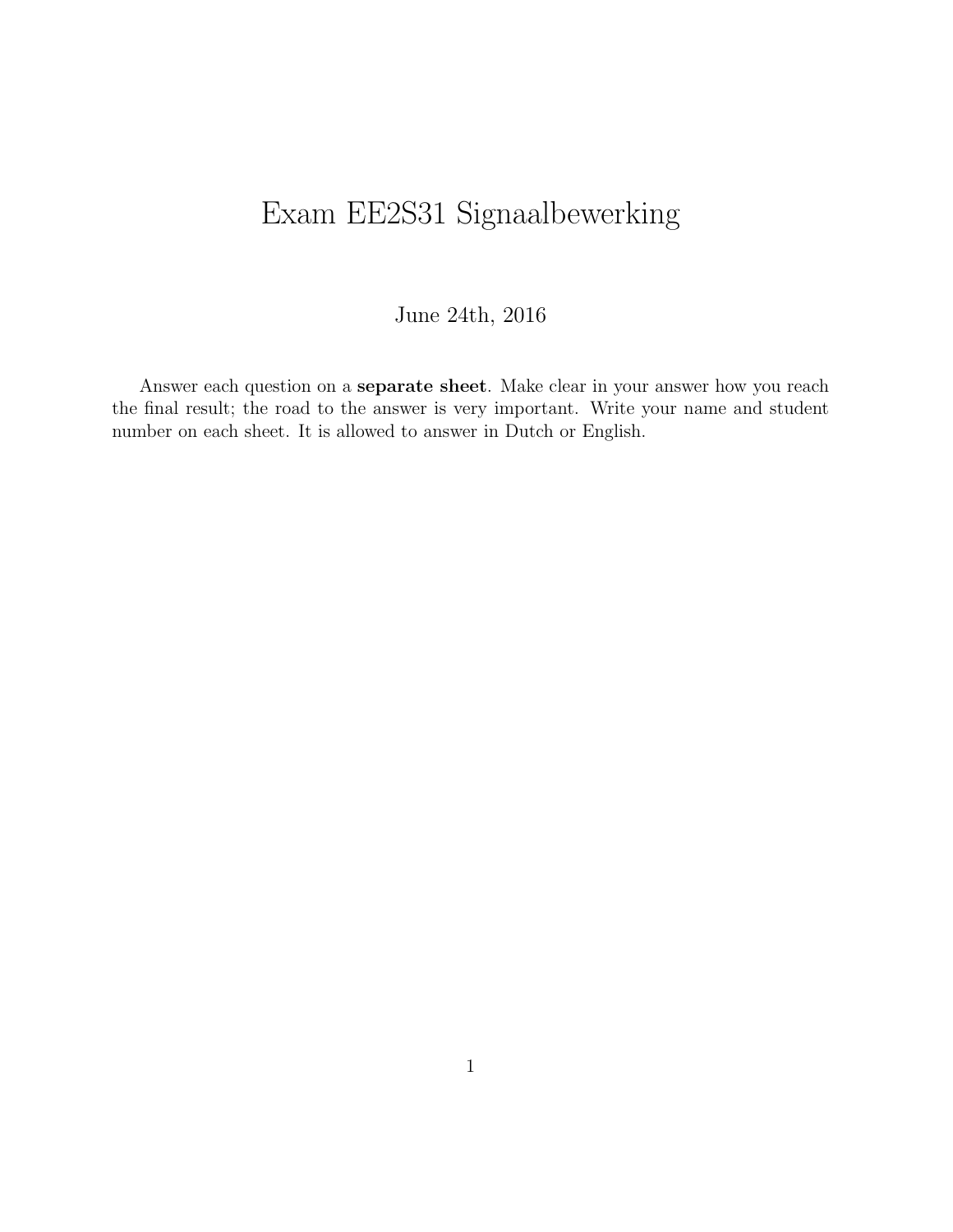# Exam EE2S31 Signaalbewerking

June 24th, 2016

Answer each question on a **separate sheet**. Make clear in your answer how you reach the final result; the road to the answer is very important. Write your name and student number on each sheet. It is allowed to answer in Dutch or English.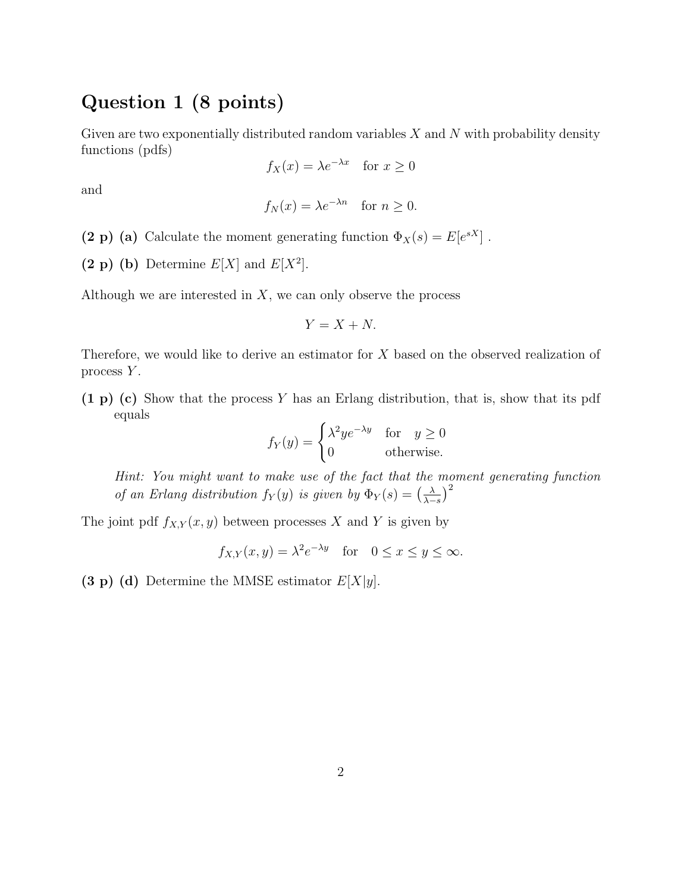## Question 1 (8 points)

Given are two exponentially distributed random variables $X$ and $N$ with probability density functions (pdfs)

$$f_X(x) = \lambda e^{-\lambda x} \quad \text{for } x \geq 0$$

and

$$f_N(x) = \lambda e^{-\lambda n} \quad \text{for } n \geq 0.$$

**(2 p) (a)** Calculate the moment generating function $\Phi_X(s) = E[e^{sX}]$ .

**(2 p) (b)** Determine $E[X]$ and $E[X^2]$.

Although we are interested in $X$, we can only observe the process

$$Y = X + N.$$

Therefore, we would like to derive an estimator for $X$ based on the observed realization of process $Y$.

**(1 p) (c)** Show that the process $Y$ has an Erlang distribution, that is, show that its pdf equals

$$f_Y(y) = \begin{cases} \lambda^2 y e^{-\lambda y} & \text{for} \quad y \geq 0 \\ 0 & \text{otherwise.} \end{cases}$$

*Hint: You might want to make use of the fact that the moment generating function of an Erlang distribution $f_Y(y)$ is given by $\Phi_Y(s) = \left(\frac{\lambda}{\lambda - s}\right)^2$*

The joint pdf $f_{X,Y}(x, y)$ between processes $X$ and $Y$ is given by

$$f_{X,Y}(x, y) = \lambda^2 e^{-\lambda y} \quad \text{for} \quad 0 \leq x \leq y \leq \infty.$$

**(3 p) (d)** Determine the MMSE estimator $E[X|y]$.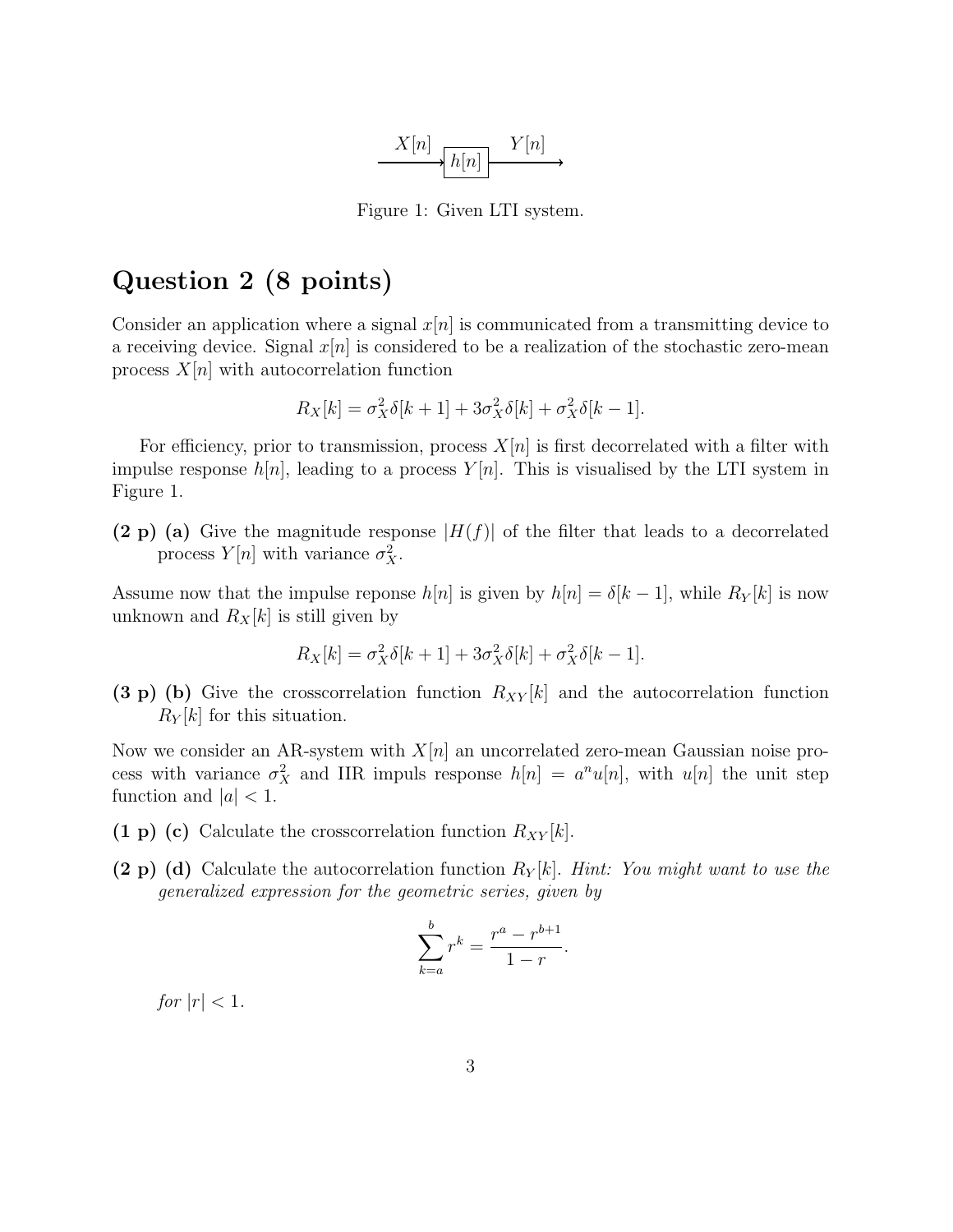$$X[n] \longrightarrow \boxed{h[n]} \longrightarrow Y[n]$$

Figure 1: Given LTI system.

## Question 2 (8 points)

Consider an application where a signal $x[n]$ is communicated from a transmitting device to a receiving device. Signal $x[n]$ is considered to be a realization of the stochastic zero-mean process $X[n]$ with autocorrelation function

$$R_X[k] = \sigma_X^2 \delta[k+1] + 3\sigma_X^2 \delta[k] + \sigma_X^2 \delta[k-1].$$

For efficiency, prior to transmission, process $X[n]$ is first decorrelated with a filter with impulse response $h[n]$, leading to a process $Y[n]$. This is visualised by the LTI system in Figure 1.

**(2 p) (a)** Give the magnitude response $|H(f)|$ of the filter that leads to a decorrelated process $Y[n]$ with variance $\sigma_X^2$.

Assume now that the impulse reponse $h[n]$ is given by $h[n] = \delta[k-1]$, while $R_Y[k]$ is now unknown and $R_X[k]$ is still given by

$$R_X[k] = \sigma_X^2 \delta[k+1] + 3\sigma_X^2 \delta[k] + \sigma_X^2 \delta[k-1].$$

**(3 p) (b)** Give the crosscorrelation function $R_{XY}[k]$ and the autocorrelation function $R_Y[k]$ for this situation.

Now we consider an AR-system with $X[n]$ an uncorrelated zero-mean Gaussian noise process with variance $\sigma_X^2$ and IIR impuls response $h[n] = a^n u[n]$, with $u[n]$ the unit step function and $|a| < 1$.

**(1 p) (c)** Calculate the crosscorrelation function $R_{XY}[k]$.

**(2 p) (d)** Calculate the autocorrelation function $R_Y[k]$. *Hint: You might want to use the generalized expression for the geometric series, given by*

$$\sum_{k=a}^{b} r^k = \frac{r^a - r^{b+1}}{1-r}.$$

*for* $|r| < 1$.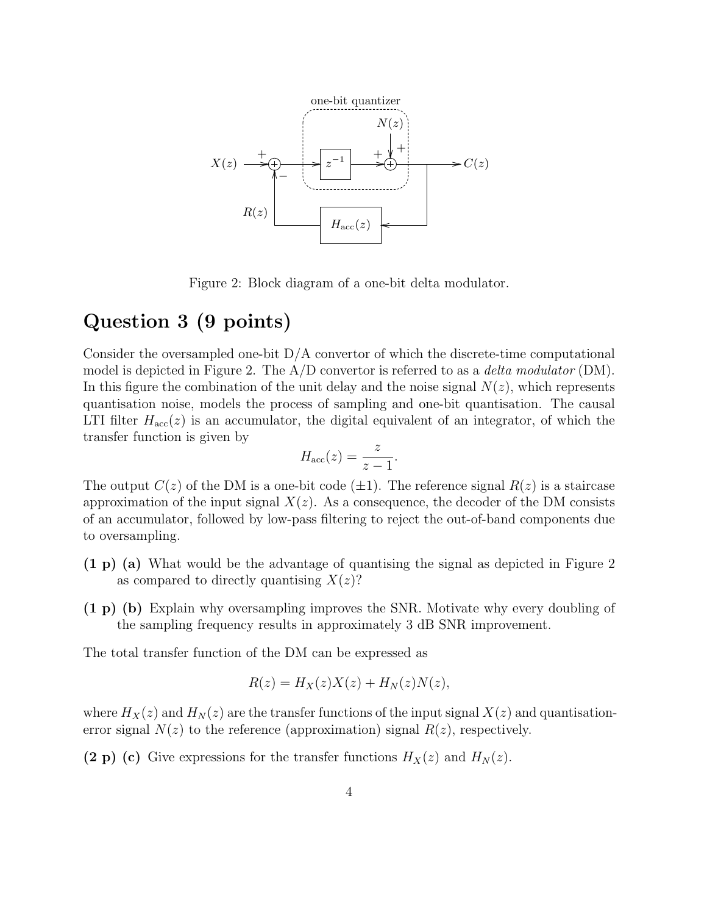Figure 2: Block diagram of a one-bit delta modulator.

# Question 3 (9 points)

Consider the oversampled one-bit D/A convertor of which the discrete-time computational model is depicted in Figure 2. The A/D convertor is referred to as a *delta modulator* (DM). In this figure the combination of the unit delay and the noise signal $N(z)$, which represents quantisation noise, models the process of sampling and one-bit quantisation. The causal LTI filter $H_{\text{acc}}(z)$ is an accumulator, the digital equivalent of an integrator, of which the transfer function is given by

$$H_{\text{acc}}(z) = \frac{z}{z-1}.$$

The output $C(z)$ of the DM is a one-bit code ($\pm 1$). The reference signal $R(z)$ is a staircase approximation of the input signal $X(z)$. As a consequence, the decoder of the DM consists of an accumulator, followed by low-pass filtering to reject the out-of-band components due to oversampling.

**(1 p) (a)** What would be the advantage of quantising the signal as depicted in Figure 2 as compared to directly quantising $X(z)$?

**(1 p) (b)** Explain why oversampling improves the SNR. Motivate why every doubling of the sampling frequency results in approximately 3 dB SNR improvement.

The total transfer function of the DM can be expressed as

$$R(z) = H_X(z)X(z) + H_N(z)N(z),$$

where $H_X(z)$ and $H_N(z)$ are the transfer functions of the input signal $X(z)$ and quantisation-error signal $N(z)$ to the reference (approximation) signal $R(z)$, respectively.

**(2 p) (c)** Give expressions for the transfer functions $H_X(z)$ and $H_N(z)$.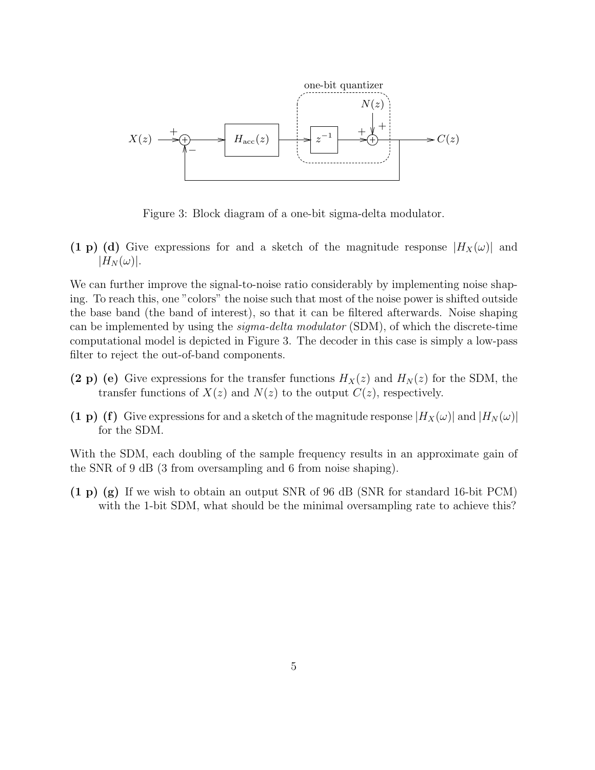Figure 3: Block diagram of a one-bit sigma-delta modulator.

**(1 p) (d)** Give expressions for and a sketch of the magnitude response $|H_X(\omega)|$ and $|H_N(\omega)|$.

We can further improve the signal-to-noise ratio considerably by implementing noise shaping. To reach this, one "colors" the noise such that most of the noise power is shifted outside the base band (the band of interest), so that it can be filtered afterwards. Noise shaping can be implemented by using the *sigma-delta modulator* (SDM), of which the discrete-time computational model is depicted in Figure 3. The decoder in this case is simply a low-pass filter to reject the out-of-band components.

**(2 p) (e)** Give expressions for the transfer functions $H_X(z)$ and $H_N(z)$ for the SDM, the transfer functions of $X(z)$ and $N(z)$ to the output $C(z)$, respectively.

**(1 p) (f)** Give expressions for and a sketch of the magnitude response $|H_X(\omega)|$ and $|H_N(\omega)|$ for the SDM.

With the SDM, each doubling of the sample frequency results in an approximate gain of the SNR of 9 dB (3 from oversampling and 6 from noise shaping).

**(1 p) (g)** If we wish to obtain an output SNR of 96 dB (SNR for standard 16-bit PCM) with the 1-bit SDM, what should be the minimal oversampling rate to achieve this?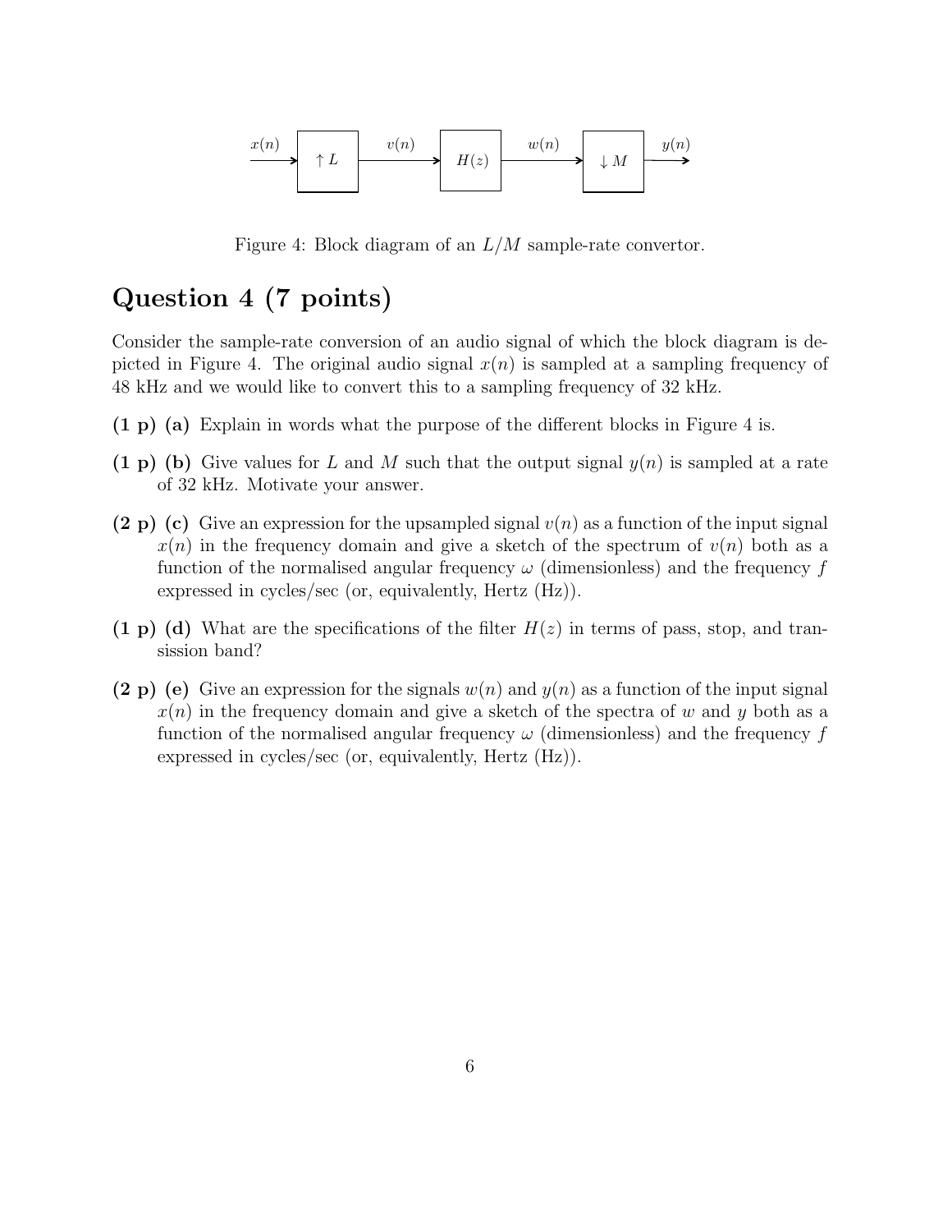$x(n)$ → $\uparrow L$ → $v(n)$ → $H(z)$ → $w(n)$ → $\downarrow M$ → $y(n)$

Figure 4: Block diagram of an $L/M$ sample-rate convertor.

# Question 4 (7 points)

Consider the sample-rate conversion of an audio signal of which the block diagram is depicted in Figure 4. The original audio signal $x(n)$ is sampled at a sampling frequency of 48 kHz and we would like to convert this to a sampling frequency of 32 kHz.

**(1 p) (a)** Explain in words what the purpose of the different blocks in Figure 4 is.

**(1 p) (b)** Give values for $L$ and $M$ such that the output signal $y(n)$ is sampled at a rate of 32 kHz. Motivate your answer.

**(2 p) (c)** Give an expression for the upsampled signal $v(n)$ as a function of the input signal $x(n)$ in the frequency domain and give a sketch of the spectrum of $v(n)$ both as a function of the normalised angular frequency $\omega$ (dimensionless) and the frequency $f$ expressed in cycles/sec (or, equivalently, Hertz (Hz)).

**(1 p) (d)** What are the specifications of the filter $H(z)$ in terms of pass, stop, and transission band?

**(2 p) (e)** Give an expression for the signals $w(n)$ and $y(n)$ as a function of the input signal $x(n)$ in the frequency domain and give a sketch of the spectra of $w$ and $y$ both as a function of the normalised angular frequency $\omega$ (dimensionless) and the frequency $f$ expressed in cycles/sec (or, equivalently, Hertz (Hz)).